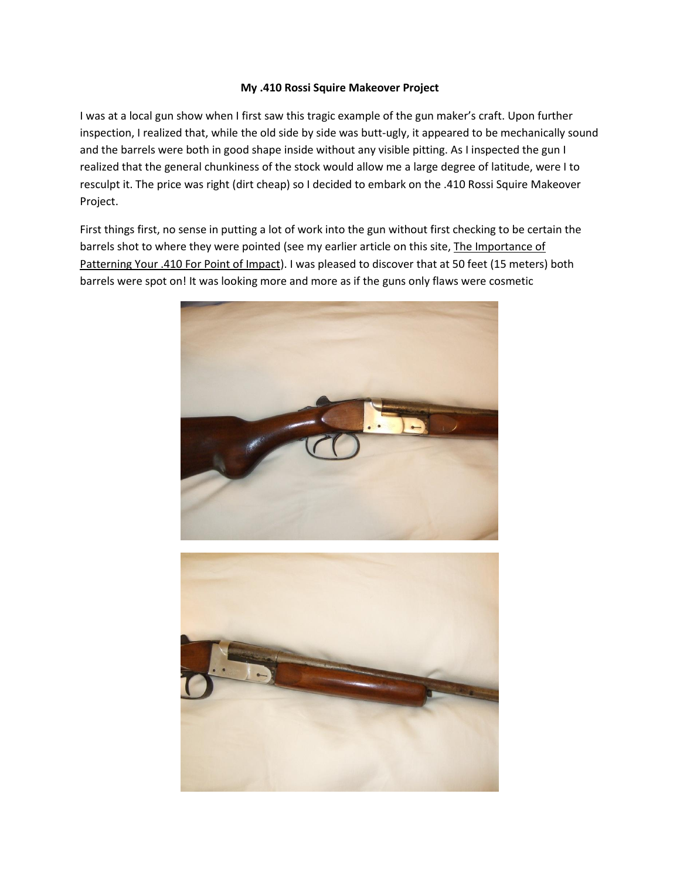**My .410 Rossi Squire Makeover Project**

I was at a local gun show when I first saw this tragic example of the gun maker's craft. Upon further inspection, I realized that, while the old side by side was butt-ugly, it appeared to be mechanically sound and the barrels were both in good shape inside without any visible pitting. As I inspected the gun I realized that the general chunkiness of the stock would allow me a large degree of latitude, were I to resculpt it. The price was right (dirt cheap) so I decided to embark on the .410 Rossi Squire Makeover Project.

First things first, no sense in putting a lot of work into the gun without first checking to be certain the barrels shot to where they were pointed (see my earlier article on this site, The Importance of Patterning Your .410 For Point of Impact). I was pleased to discover that at 50 feet (15 meters) both barrels were spot on! It was looking more and more as if the guns only flaws were cosmetic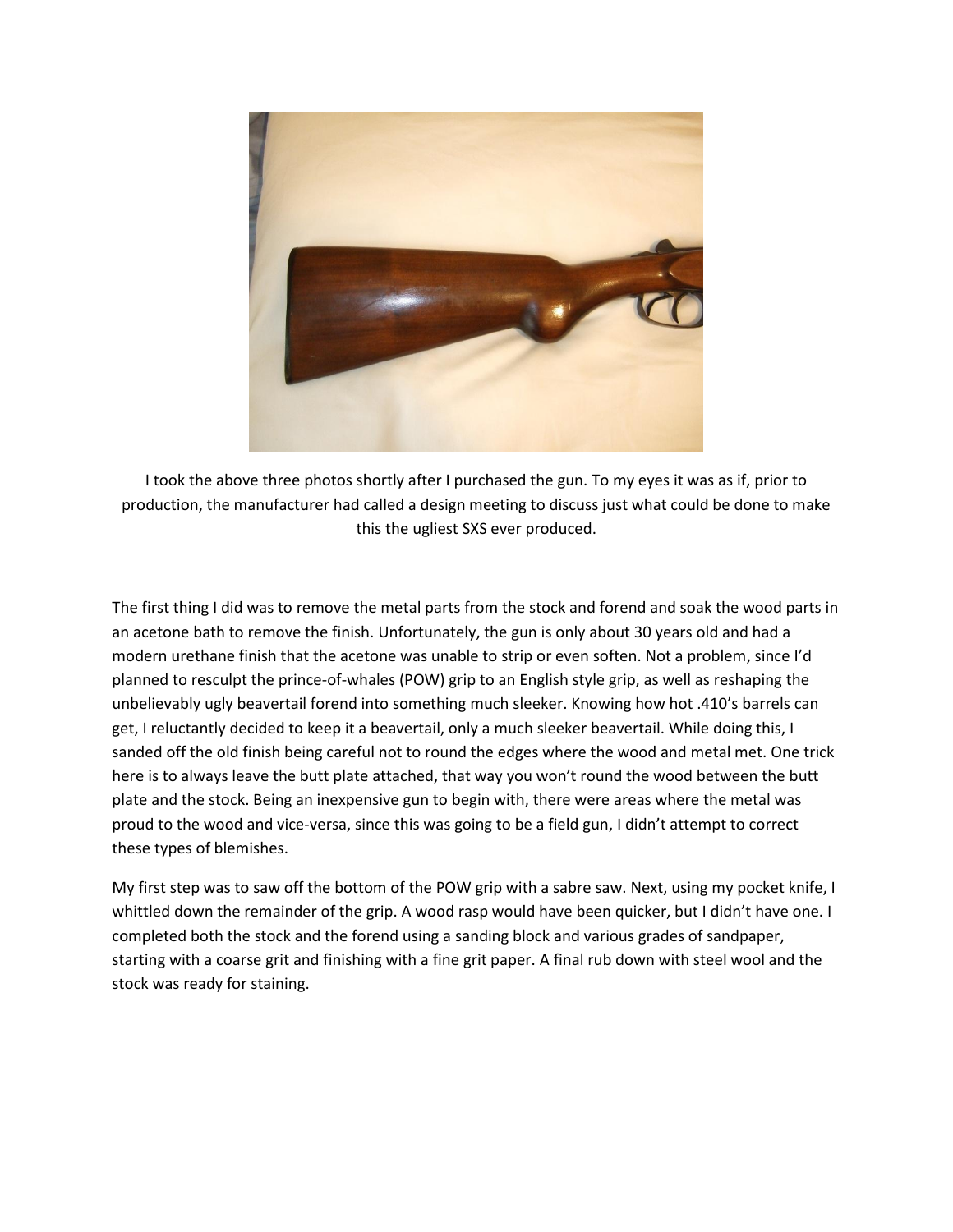I took the above three photos shortly after I purchased the gun. To my eyes it was as if, prior to production, the manufacturer had called a design meeting to discuss just what could be done to make this the ugliest SXS ever produced.

The first thing I did was to remove the metal parts from the stock and forend and soak the wood parts in an acetone bath to remove the finish. Unfortunately, the gun is only about 30 years old and had a modern urethane finish that the acetone was unable to strip or even soften. Not a problem, since I'd planned to resculpt the prince-of-whales (POW) grip to an English style grip, as well as reshaping the unbelievably ugly beavertail forend into something much sleeker. Knowing how hot .410's barrels can get, I reluctantly decided to keep it a beavertail, only a much sleeker beavertail. While doing this, I sanded off the old finish being careful not to round the edges where the wood and metal met. One trick here is to always leave the butt plate attached, that way you won't round the wood between the butt plate and the stock. Being an inexpensive gun to begin with, there were areas where the metal was proud to the wood and vice-versa, since this was going to be a field gun, I didn't attempt to correct these types of blemishes.

My first step was to saw off the bottom of the POW grip with a sabre saw. Next, using my pocket knife, I whittled down the remainder of the grip. A wood rasp would have been quicker, but I didn't have one. I completed both the stock and the forend using a sanding block and various grades of sandpaper, starting with a coarse grit and finishing with a fine grit paper. A final rub down with steel wool and the stock was ready for staining.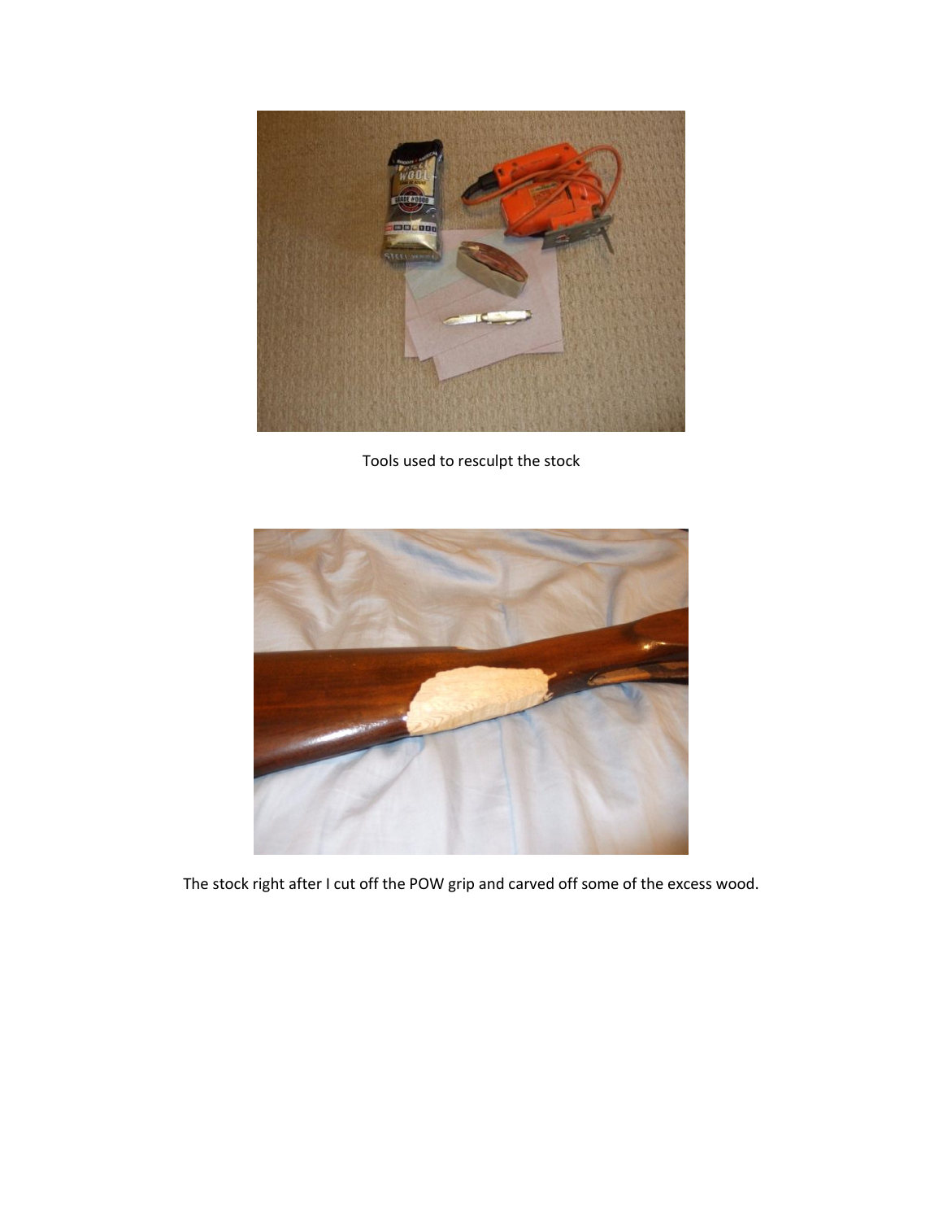Tools used to resculpt the stock

The stock right after I cut off the POW grip and carved off some of the excess wood.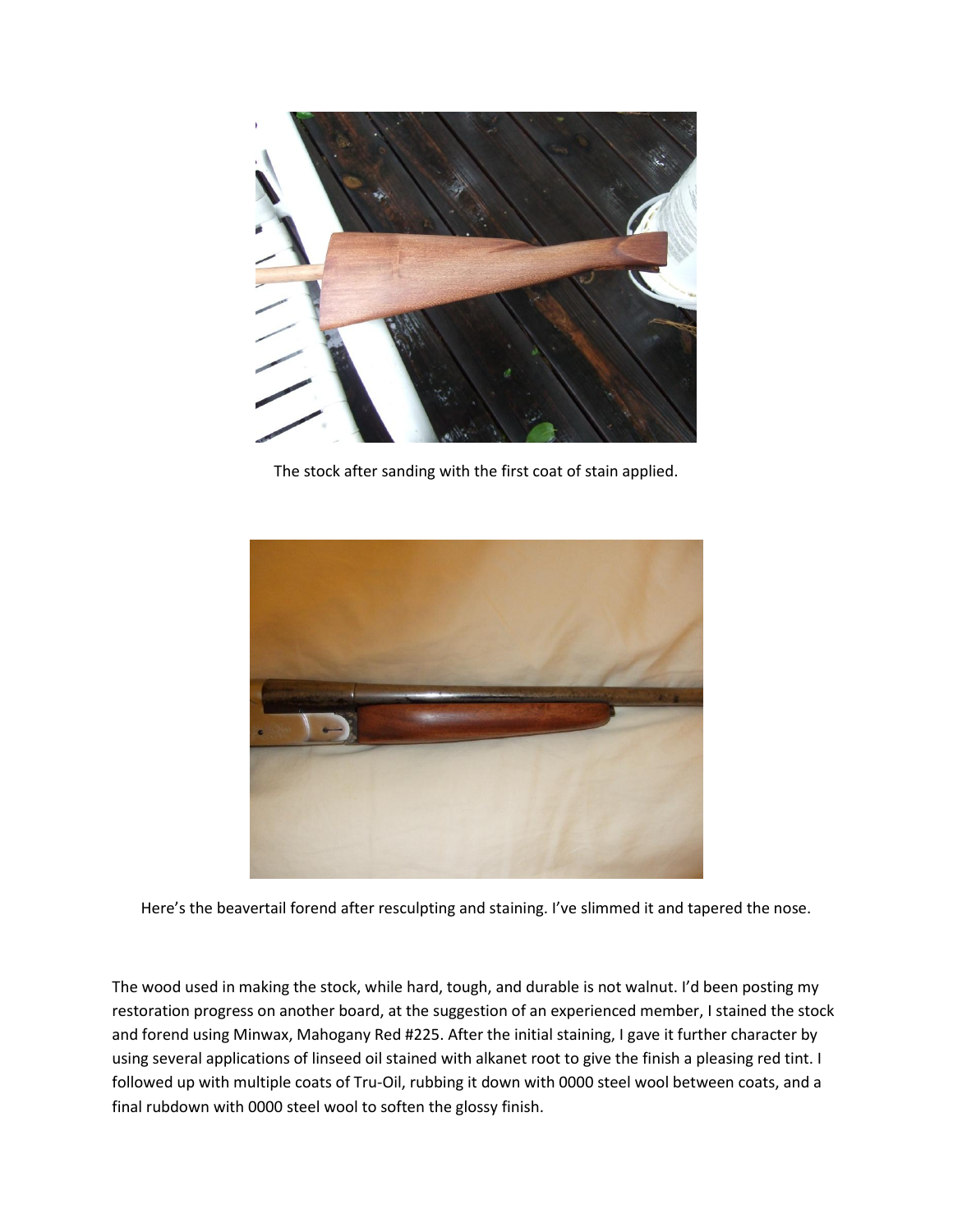The stock after sanding with the first coat of stain applied.

Here's the beavertail forend after resculpting and staining. I've slimmed it and tapered the nose.

The wood used in making the stock, while hard, tough, and durable is not walnut. I'd been posting my restoration progress on another board, at the suggestion of an experienced member, I stained the stock and forend using Minwax, Mahogany Red #225. After the initial staining, I gave it further character by using several applications of linseed oil stained with alkanet root to give the finish a pleasing red tint. I followed up with multiple coats of Tru-Oil, rubbing it down with 0000 steel wool between coats, and a final rubdown with 0000 steel wool to soften the glossy finish.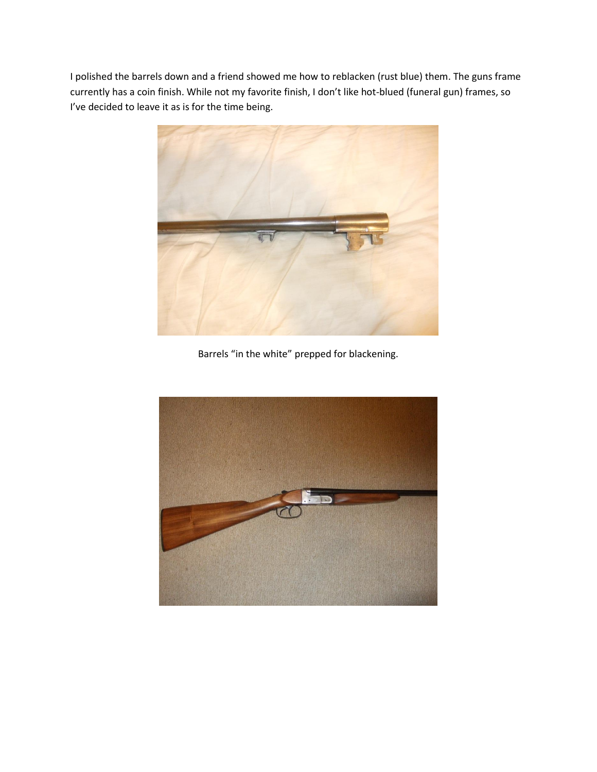I polished the barrels down and a friend showed me how to reblacken (rust blue) them. The guns frame currently has a coin finish. While not my favorite finish, I don't like hot-blued (funeral gun) frames, so I've decided to leave it as is for the time being.

Barrels "in the white" prepped for blackening.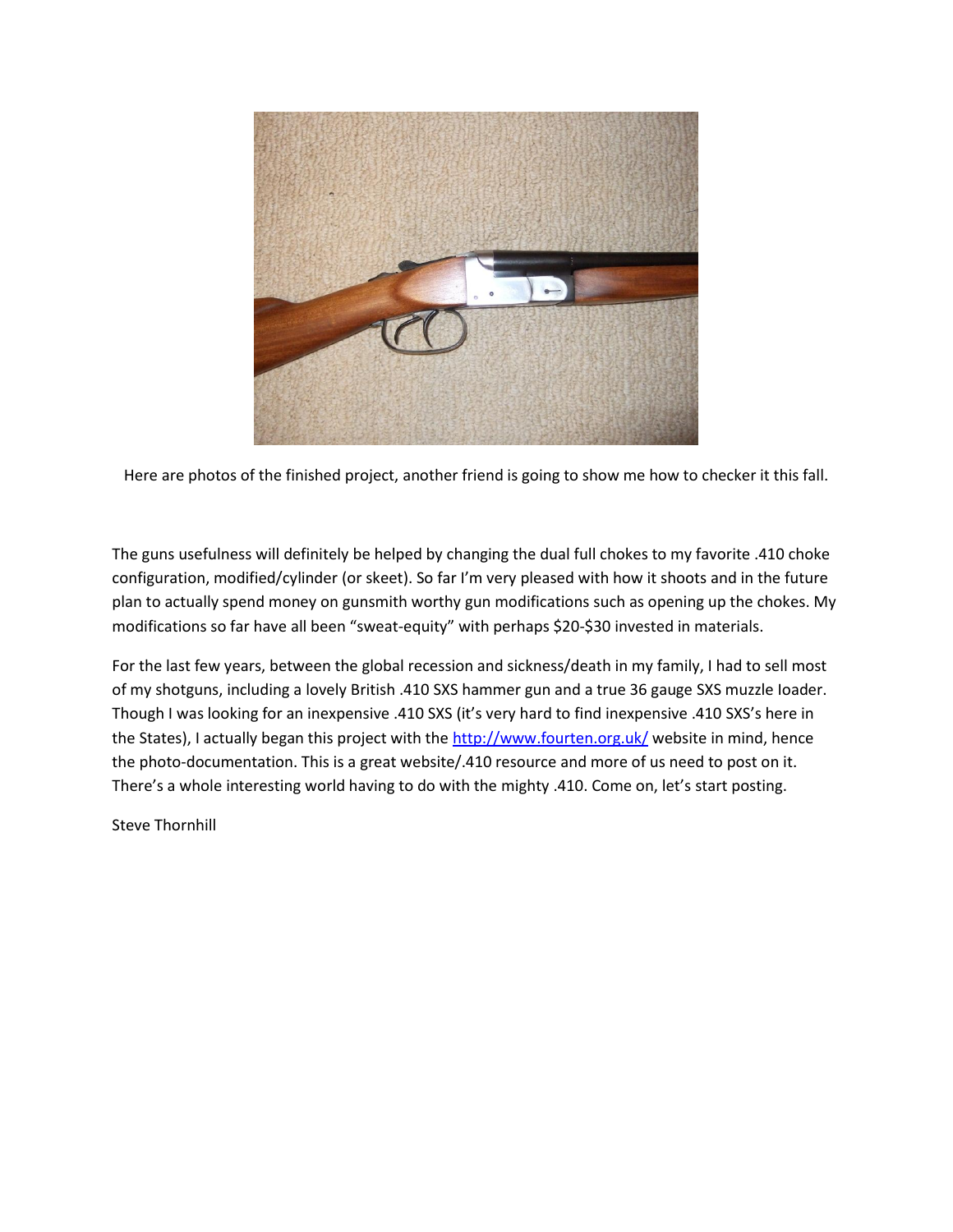Here are photos of the finished project, another friend is going to show me how to checker it this fall.

The guns usefulness will definitely be helped by changing the dual full chokes to my favorite .410 choke configuration, modified/cylinder (or skeet). So far I'm very pleased with how it shoots and in the future plan to actually spend money on gunsmith worthy gun modifications such as opening up the chokes. My modifications so far have all been "sweat-equity" with perhaps $20-$30 invested in materials.

For the last few years, between the global recession and sickness/death in my family, I had to sell most of my shotguns, including a lovely British .410 SXS hammer gun and a true 36 gauge SXS muzzle loader. Though I was looking for an inexpensive .410 SXS (it's very hard to find inexpensive .410 SXS's here in the States), I actually began this project with the [http://www.fourten.org.uk/](http://www.fourten.org.uk/) website in mind, hence the photo-documentation. This is a great website/.410 resource and more of us need to post on it. There's a whole interesting world having to do with the mighty .410. Come on, let's start posting.

Steve Thornhill